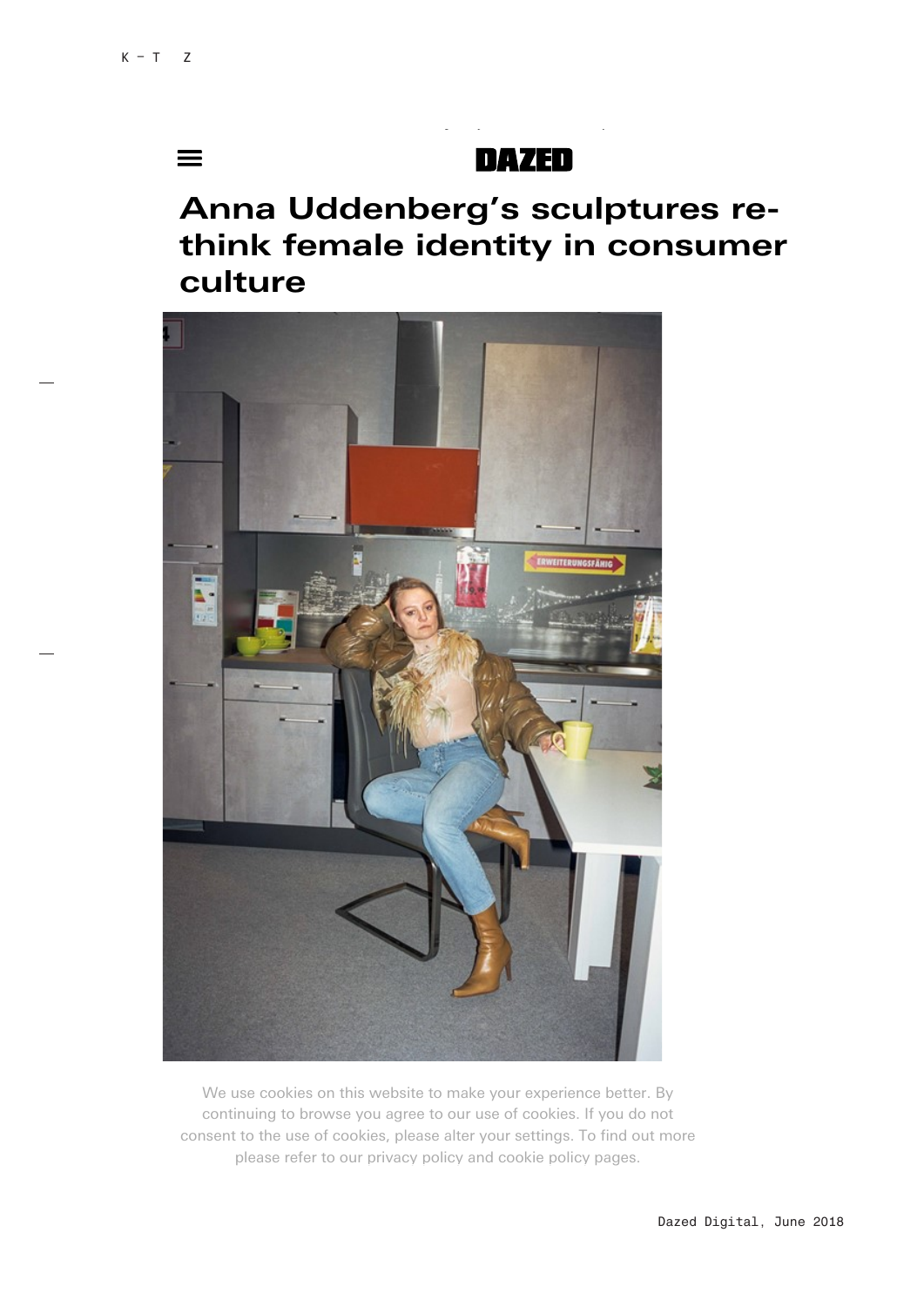DAZED

# Anna Uddenberg's sculptures re-think female identity in consumer culture

We use cookies on this website to make your experience better. By continuing to browse you agree to our use of cookies. If you do not consent to the use of cookies, please alter your settings. To find out more please refer to our privacy policy and cookie policy pages.

Dazed Digital, June 2018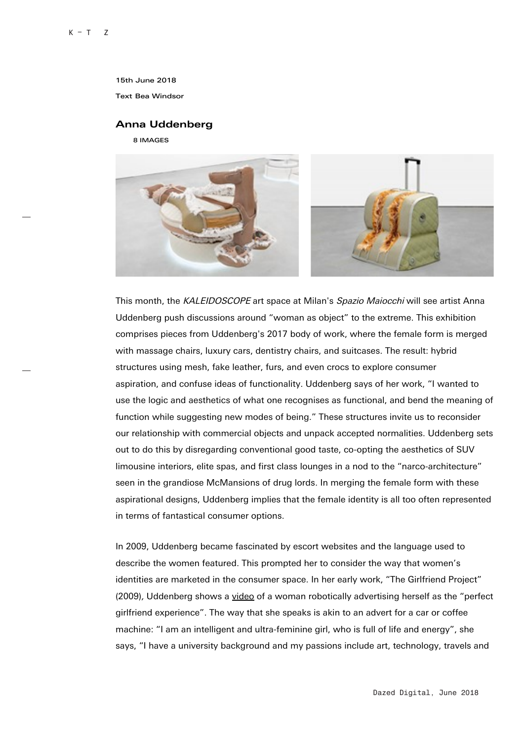15th June 2018

Text Bea Windsor

## Anna Uddenberg

8 IMAGES

This month, the *KALEIDOSCOPE* art space at Milan's *Spazio Maiocchi* will see artist Anna Uddenberg push discussions around "woman as object" to the extreme. This exhibition comprises pieces from Uddenberg's 2017 body of work, where the female form is merged with massage chairs, luxury cars, dentistry chairs, and suitcases. The result: hybrid structures using mesh, fake leather, furs, and even crocs to explore consumer aspiration, and confuse ideas of functionality. Uddenberg says of her work, "I wanted to use the logic and aesthetics of what one recognises as functional, and bend the meaning of function while suggesting new modes of being." These structures invite us to reconsider our relationship with commercial objects and unpack accepted normalities. Uddenberg sets out to do this by disregarding conventional good taste, co-opting the aesthetics of SUV limousine interiors, elite spas, and first class lounges in a nod to the "narco-architecture" seen in the grandiose McMansions of drug lords. In merging the female form with these aspirational designs, Uddenberg implies that the female identity is all too often represented in terms of fantastical consumer options.

In 2009, Uddenberg became fascinated by escort websites and the language used to describe the women featured. This prompted her to consider the way that women's identities are marketed in the consumer space. In her early work, "The Girlfriend Project" (2009), Uddenberg shows a video of a woman robotically advertising herself as the "perfect girlfriend experience". The way that she speaks is akin to an advert for a car or coffee machine: "I am an intelligent and ultra-feminine girl, who is full of life and energy", she says, "I have a university background and my passions include art, technology, travels and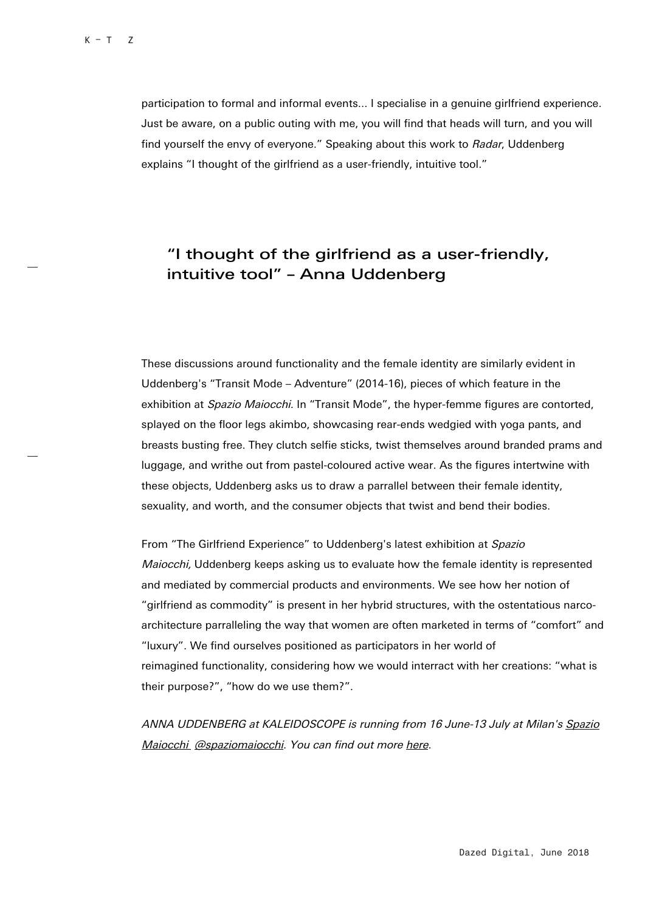participation to formal and informal events... I specialise in a genuine girlfriend experience. Just be aware, on a public outing with me, you will find that heads will turn, and you will find yourself the envy of everyone." Speaking about this work to *Radar*, Uddenberg explains "I thought of the girlfriend as a user-friendly, intuitive tool."

> "I thought of the girlfriend as a user-friendly, intuitive tool" – Anna Uddenberg

These discussions around functionality and the female identity are similarly evident in Uddenberg's "Transit Mode – Adventure" (2014-16), pieces of which feature in the exhibition at *Spazio Maiocchi*. In "Transit Mode", the hyper-femme figures are contorted, splayed on the floor legs akimbo, showcasing rear-ends wedgied with yoga pants, and breasts busting free. They clutch selfie sticks, twist themselves around branded prams and luggage, and writhe out from pastel-coloured active wear. As the figures intertwine with these objects, Uddenberg asks us to draw a parralel between their female identity, sexuality, and worth, and the consumer objects that twist and bend their bodies.

From "The Girlfriend Experience" to Uddenberg's latest exhibition at *Spazio Maiocchi,* Uddenberg keeps asking us to evaluate how the female identity is represented and mediated by commercial products and environments. We see how her notion of "girlfriend as commodity" is present in her hybrid structures, with the ostentatious narco-architecture parralleling the way that women are often marketed in terms of "comfort" and "luxury". We find ourselves positioned as participators in her world of reimagined functionality, considering how we would interract with her creations: "what is their purpose?", "how do we use them?".

*ANNA UDDENBERG at KALEIDOSCOPE is running from 16 June-13 July at Milan's Spazio Maiocchi @spaziomaiocchi. You can find out more here.*

Dazed Digital, June 2018